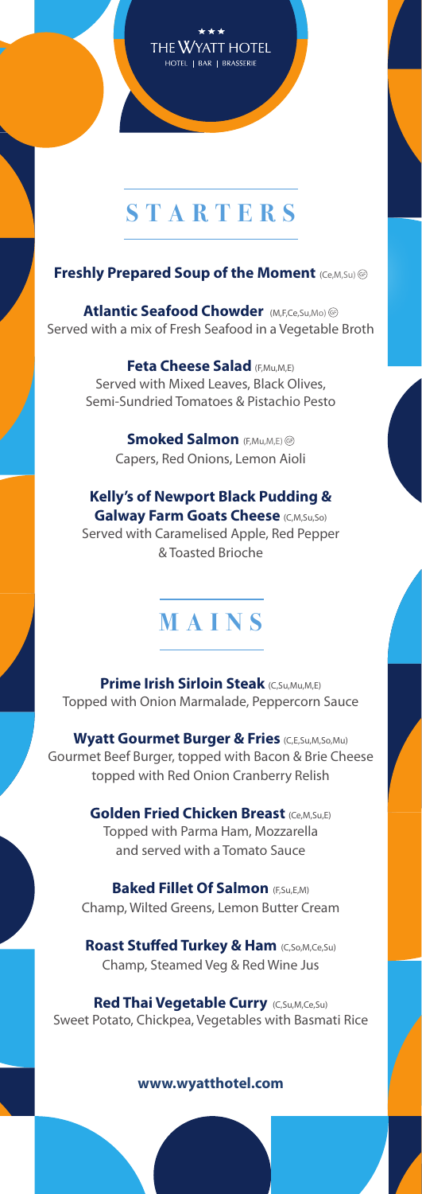★★★
THE WYATT HOTEL
HOTEL | BAR | BRASSERIE

# STARTERS

**Freshly Prepared Soup of the Moment** (Ce,M,Su)

**Atlantic Seafood Chowder** (M,F,Ce,Su,Mo)
Served with a mix of Fresh Seafood in a Vegetable Broth

**Feta Cheese Salad** (F,Mu,M,E)
Served with Mixed Leaves, Black Olives, Semi-Sundried Tomatoes & Pistachio Pesto

**Smoked Salmon** (F,Mu,M,E)
Capers, Red Onions, Lemon Aioli

**Kelly's of Newport Black Pudding & Galway Farm Goats Cheese** (C,M,Su,So)
Served with Caramelised Apple, Red Pepper & Toasted Brioche

# MAINS

**Prime Irish Sirloin Steak** (C,Su,Mu,M,E)
Topped with Onion Marmalade, Peppercorn Sauce

**Wyatt Gourmet Burger & Fries** (C,E,Su,M,So,Mu)
Gourmet Beef Burger, topped with Bacon & Brie Cheese topped with Red Onion Cranberry Relish

**Golden Fried Chicken Breast** (Ce,M,Su,E)
Topped with Parma Ham, Mozzarella and served with a Tomato Sauce

**Baked Fillet Of Salmon** (F,Su,E,M)
Champ, Wilted Greens, Lemon Butter Cream

**Roast Stuffed Turkey & Ham** (C,So,M,Ce,Su)
Champ, Steamed Veg & Red Wine Jus

**Red Thai Vegetable Curry** (C,Su,M,Ce,Su)
Sweet Potato, Chickpea, Vegetables with Basmati Rice

**www.wyatthotel.com**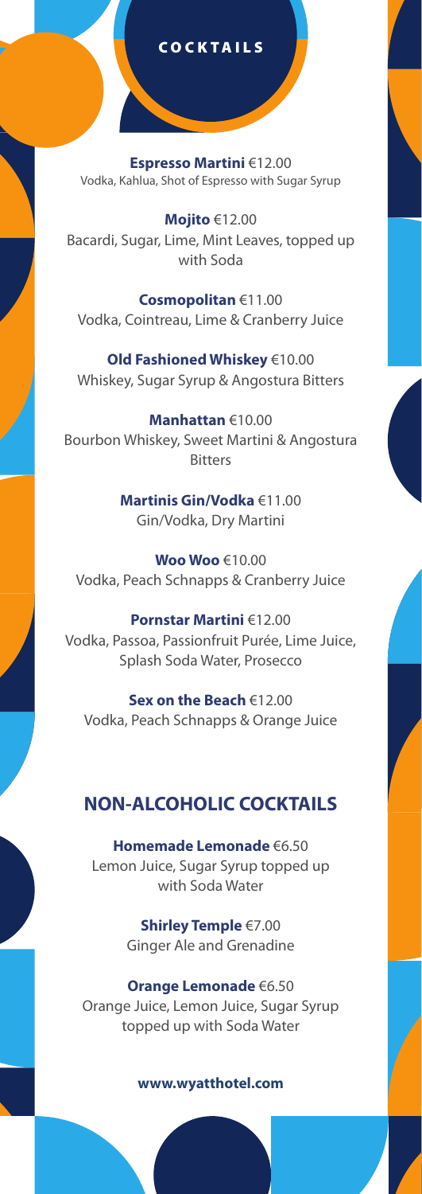## COCKTAILS

**Espresso Martini** €12.00
Vodka, Kahlua, Shot of Espresso with Sugar Syrup

**Mojito** €12.00
Bacardi, Sugar, Lime, Mint Leaves, topped up with Soda

**Cosmopolitan** €11.00
Vodka, Cointreau, Lime & Cranberry Juice

**Old Fashioned Whiskey** €10.00
Whiskey, Sugar Syrup & Angostura Bitters

**Manhattan** €10.00
Bourbon Whiskey, Sweet Martini & Angostura Bitters

**Martinis Gin/Vodka** €11.00
Gin/Vodka, Dry Martini

**Woo Woo** €10.00
Vodka, Peach Schnapps & Cranberry Juice

**Pornstar Martini** €12.00
Vodka, Passoa, Passionfruit Purée, Lime Juice, Splash Soda Water, Prosecco

**Sex on the Beach** €12.00
Vodka, Peach Schnapps & Orange Juice

## NON-ALCOHOLIC COCKTAILS

**Homemade Lemonade** €6.50
Lemon Juice, Sugar Syrup topped up with Soda Water

**Shirley Temple** €7.00
Ginger Ale and Grenadine

**Orange Lemonade** €6.50
Orange Juice, Lemon Juice, Sugar Syrup topped up with Soda Water

**www.wyatthotel.com**